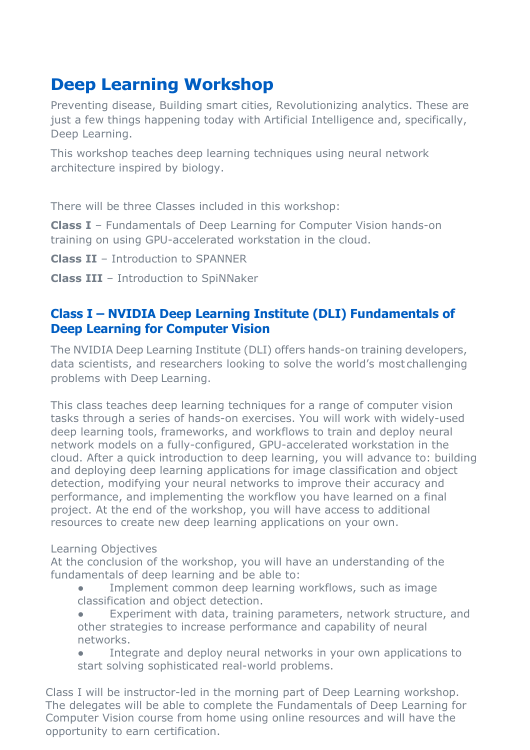# Deep Learning Workshop

Preventing disease, Building smart cities, Revolutionizing analytics. These are just a few things happening today with Artificial Intelligence and, specifically, Deep Learning.

This workshop teaches deep learning techniques using neural network architecture inspired by biology.

There will be three Classes included in this workshop:

**Class I** – Fundamentals of Deep Learning for Computer Vision hands-on training on using GPU-accelerated workstation in the cloud.

**Class II** – Introduction to SPANNER

**Class III** – Introduction to SpiNNaker

## Class I – NVIDIA Deep Learning Institute (DLI) Fundamentals of Deep Learning for Computer Vision

The NVIDIA Deep Learning Institute (DLI) offers hands-on training developers, data scientists, and researchers looking to solve the world's most challenging problems with Deep Learning.

This class teaches deep learning techniques for a range of computer vision tasks through a series of hands-on exercises. You will work with widely-used deep learning tools, frameworks, and workflows to train and deploy neural network models on a fully-configured, GPU-accelerated workstation in the cloud. After a quick introduction to deep learning, you will advance to: building and deploying deep learning applications for image classification and object detection, modifying your neural networks to improve their accuracy and performance, and implementing the workflow you have learned on a final project. At the end of the workshop, you will have access to additional resources to create new deep learning applications on your own.

Learning Objectives

At the conclusion of the workshop, you will have an understanding of the fundamentals of deep learning and be able to:

- Implement common deep learning workflows, such as image classification and object detection.
- Experiment with data, training parameters, network structure, and other strategies to increase performance and capability of neural networks.
- Integrate and deploy neural networks in your own applications to start solving sophisticated real-world problems.

Class I will be instructor-led in the morning part of Deep Learning workshop. The delegates will be able to complete the Fundamentals of Deep Learning for Computer Vision course from home using online resources and will have the opportunity to earn certification.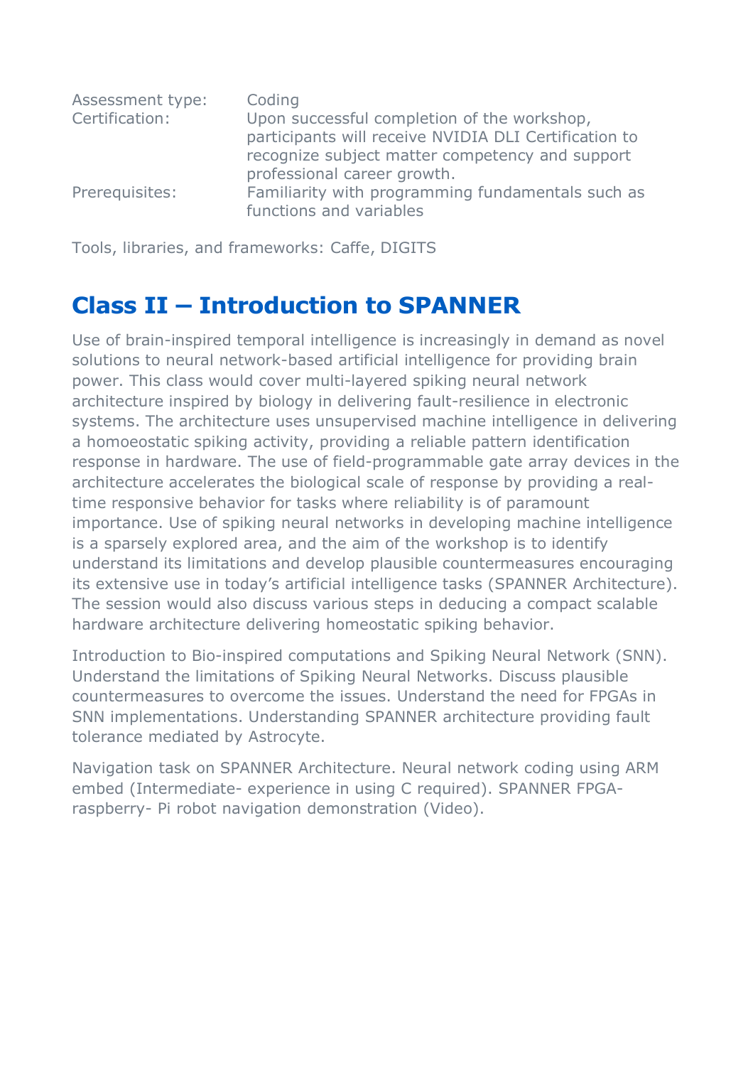| | |
|---|---|
| Assessment type: | Coding |
| Certification: | Upon successful completion of the workshop, participants will receive NVIDIA DLI Certification to recognize subject matter competency and support professional career growth. |
| Prerequisites: | Familiarity with programming fundamentals such as functions and variables |

Tools, libraries, and frameworks: Caffe, DIGITS

## Class II – Introduction to SPANNER

Use of brain-inspired temporal intelligence is increasingly in demand as novel solutions to neural network-based artificial intelligence for providing brain power. This class would cover multi-layered spiking neural network architecture inspired by biology in delivering fault-resilience in electronic systems. The architecture uses unsupervised machine intelligence in delivering a homoeostatic spiking activity, providing a reliable pattern identification response in hardware. The use of field-programmable gate array devices in the architecture accelerates the biological scale of response by providing a real-time responsive behavior for tasks where reliability is of paramount importance. Use of spiking neural networks in developing machine intelligence is a sparsely explored area, and the aim of the workshop is to identify understand its limitations and develop plausible countermeasures encouraging its extensive use in today's artificial intelligence tasks (SPANNER Architecture). The session would also discuss various steps in deducing a compact scalable hardware architecture delivering homeostatic spiking behavior.

Introduction to Bio-inspired computations and Spiking Neural Network (SNN). Understand the limitations of Spiking Neural Networks. Discuss plausible countermeasures to overcome the issues. Understand the need for FPGAs in SNN implementations. Understanding SPANNER architecture providing fault tolerance mediated by Astrocyte.

Navigation task on SPANNER Architecture. Neural network coding using ARM embed (Intermediate- experience in using C required). SPANNER FPGA-raspberry- Pi robot navigation demonstration (Video).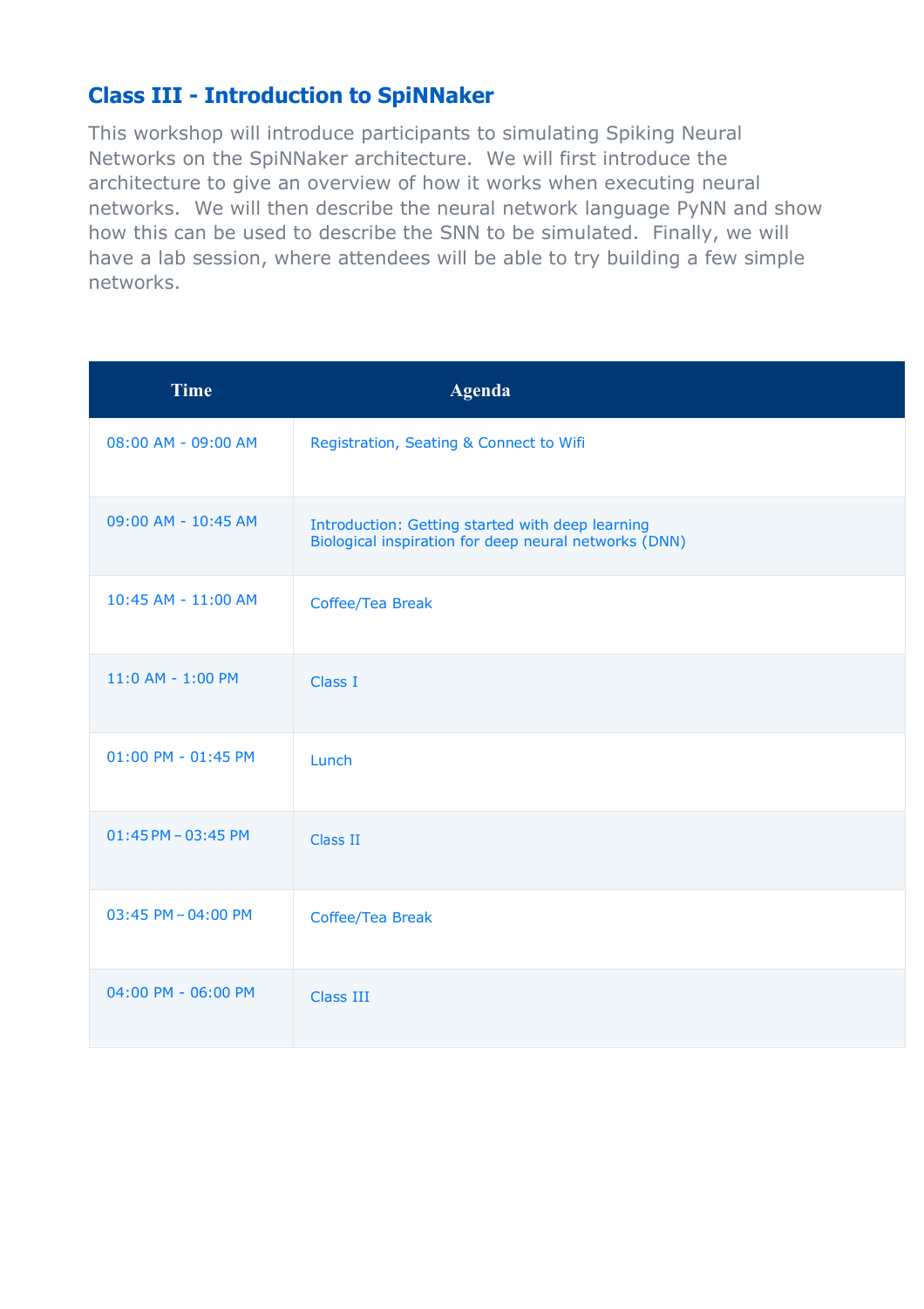## Class III - Introduction to SpiNNaker

This workshop will introduce participants to simulating Spiking Neural Networks on the SpiNNaker architecture. We will first introduce the architecture to give an overview of how it works when executing neural networks. We will then describe the neural network language PyNN and show how this can be used to describe the SNN to be simulated. Finally, we will have a lab session, where attendees will be able to try building a few simple networks.

| Time | Agenda |
|---|---|
| 08:00 AM - 09:00 AM | Registration, Seating & Connect to Wifi |
| 09:00 AM - 10:45 AM | Introduction: Getting started with deep learning<br>Biological inspiration for deep neural networks (DNN) |
| 10:45 AM - 11:00 AM | Coffee/Tea Break |
| 11:0 AM - 1:00 PM | Class I |
| 01:00 PM - 01:45 PM | Lunch |
| 01:45 PM – 03:45 PM | Class II |
| 03:45 PM – 04:00 PM | Coffee/Tea Break |
| 04:00 PM - 06:00 PM | Class III |